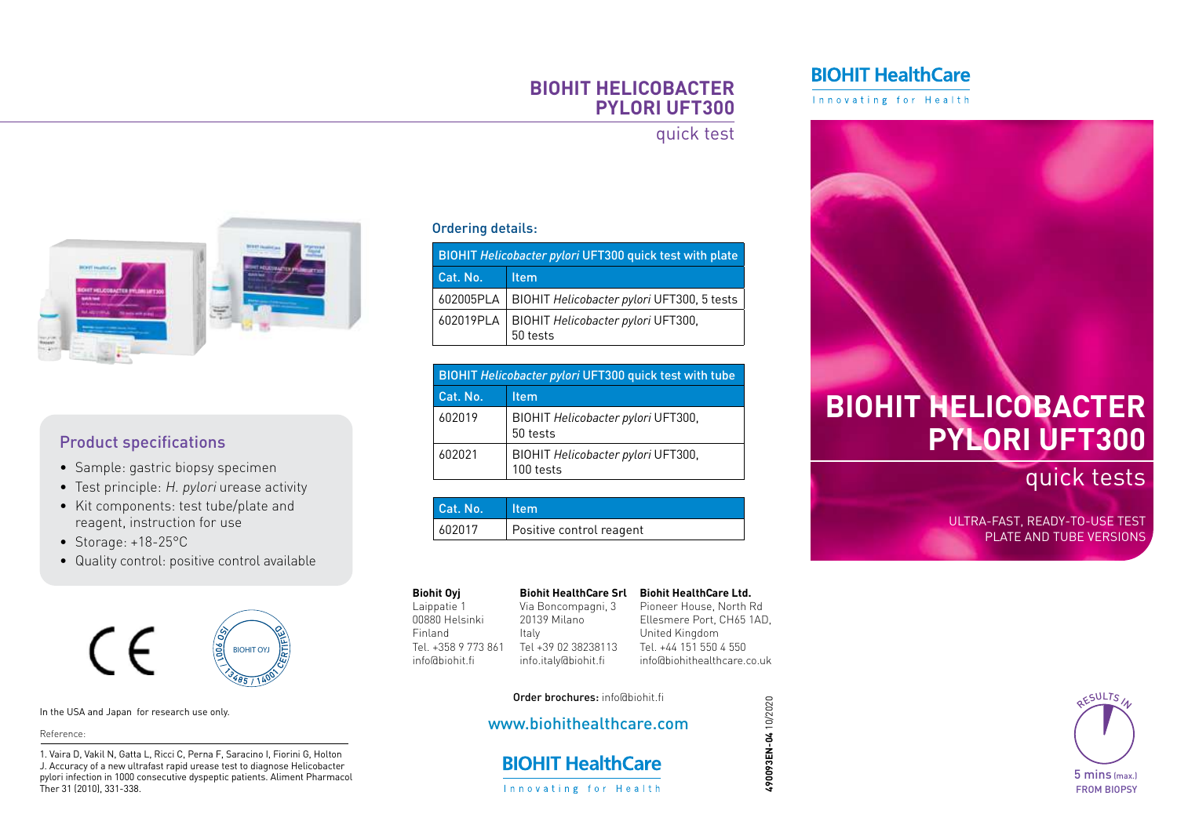# BIOHIT HELICOBACTER PYLORI UFT300

quick test

## Product specifications

- Sample: gastric biopsy specimen
- Test principle: *H. pylori* urease activity
- Kit components: test tube/plate and reagent, instruction for use
- Storage: +18-25°C
- Quality control: positive control available

BIOHIT OYJ ISO 9001 / 13485 / 14001 CERTIFIED

In the USA and Japan for research use only.

Reference:

1. Vaira D, Vakil N, Gatta L, Ricci C, Perna F, Saracino I, Fiorini G, Holton J. Accuracy of a new ultrafast rapid urease test to diagnose Helicobacter pylori infection in 1000 consecutive dyspeptic patients. Aliment Pharmacol Ther 31 (2010), 331-338.

## Ordering details:

| BIOHIT *Helicobacter pylori* UFT300 quick test with plate | |
|---|---|
| **Cat. No.** | **Item** |
| 602005PLA | BIOHIT *Helicobacter pylori* UFT300, 5 tests |
| 602019PLA | BIOHIT *Helicobacter pylori* UFT300, 50 tests |

| BIOHIT *Helicobacter pylori* UFT300 quick test with tube | |
|---|---|
| **Cat. No.** | **Item** |
| 602019 | BIOHIT *Helicobacter pylori* UFT300, 50 tests |
| 602021 | BIOHIT *Helicobacter pylori* UFT300, 100 tests |

| Cat. No. | Item |
|---|---|
| 602017 | Positive control reagent |

**Biohit Oyj**
Laippatie 1
00880 Helsinki
Finland
Tel. +358 9 773 861
info@biohit.fi

**Biohit HealthCare Srl**
Via Boncompagni, 3
20139 Milano
Italy
Tel +39 02 38238113
info.italy@biohit.fi

**Biohit HealthCare Ltd.**
Pioneer House, North Rd
Ellesmere Port, CH65 1AD,
United Kingdom
Tel. +44 151 550 4 550
info@biohithealthcare.co.uk

**Order brochures:** info@biohit.fi

www.biohithealthcare.com

BIOHIT HealthCare
Innovating for Health

**490093EN-04** 10/2020

BIOHIT HealthCare
Innovating for Health

# BIOHIT HELICOBACTER PYLORI UFT300

quick tests

ULTRA-FAST, READY-TO-USE TEST PLATE AND TUBE VERSIONS

RESULTS IN 5 mins (max.) FROM BIOPSY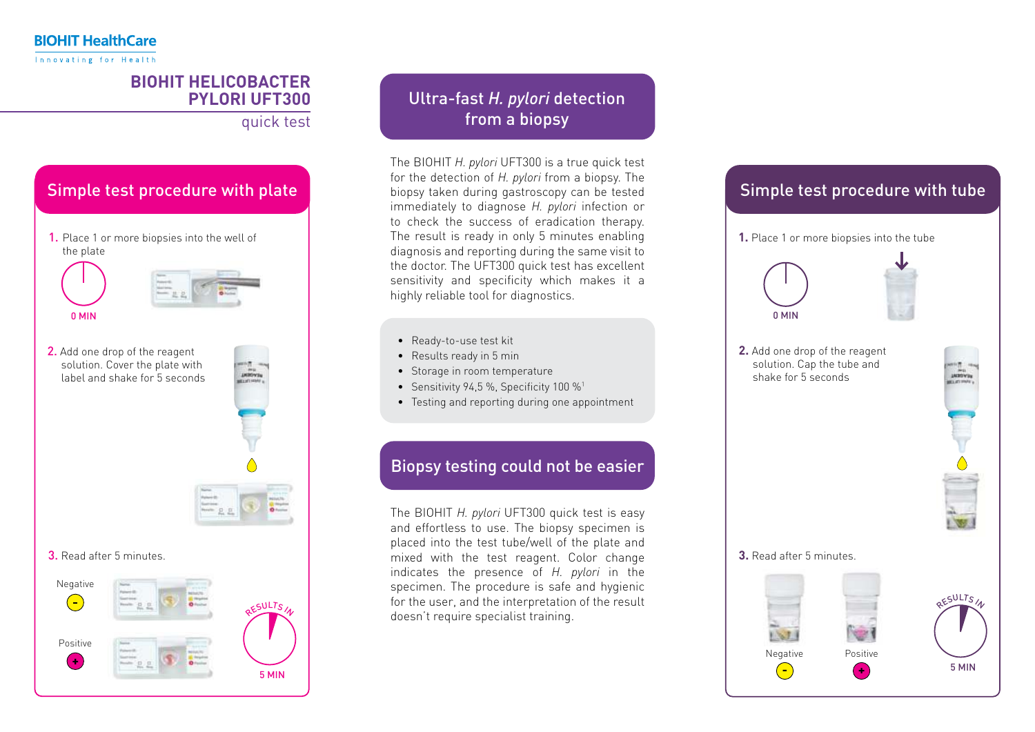BIOHIT HealthCare

Innovating for Health

# BIOHIT HELICOBACTER PYLORI UFT300

quick test

## Simple test procedure with plate

1. Place 1 or more biopsies into the well of the plate

0 MIN

2. Add one drop of the reagent solution. Cover the plate with label and shake for 5 seconds

3. Read after 5 minutes.

Negative -

Positive +

RESULTS IN

5 MIN

## Ultra-fast *H. pylori* detection from a biopsy

The BIOHIT *H. pylori* UFT300 is a true quick test for the detection of *H. pylori* from a biopsy. The biopsy taken during gastroscopy can be tested immediately to diagnose *H. pylori* infection or to check the success of eradication therapy. The result is ready in only 5 minutes enabling diagnosis and reporting during the same visit to the doctor. The UFT300 quick test has excellent sensitivity and specificity which makes it a highly reliable tool for diagnostics.

- Ready-to-use test kit
- Results ready in 5 min
- Storage in room temperature
- Sensitivity 94,5 %, Specificity 100 %[1]
- Testing and reporting during one appointment

## Biopsy testing could not be easier

The BIOHIT *H. pylori* UFT300 quick test is easy and effortless to use. The biopsy specimen is placed into the test tube/well of the plate and mixed with the test reagent. Color change indicates the presence of *H. pylori* in the specimen. The procedure is safe and hygienic for the user, and the interpretation of the result doesn't require specialist training.

## Simple test procedure with tube

1. Place 1 or more biopsies into the tube

0 MIN

2. Add one drop of the reagent solution. Cap the tube and shake for 5 seconds

3. Read after 5 minutes.

Negative -

Positive +

RESULTS IN

5 MIN